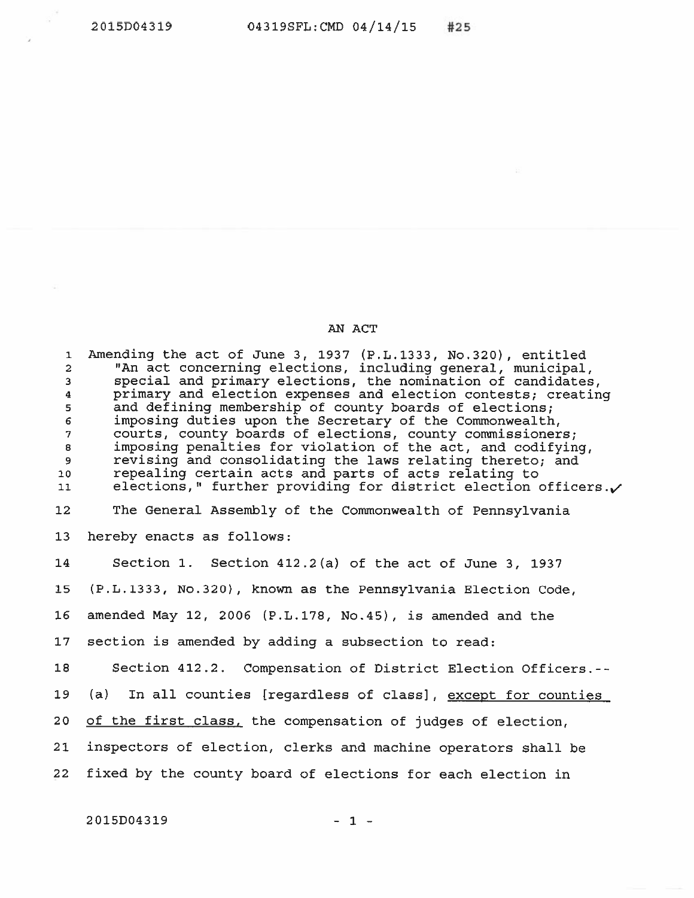AN ACT

Amending the act of June 3, 1937 (P.L.1333, No.320), entitled "An act concerning elections, including general, municipal, special and primary elections, the nomination of candidates, primary and election expenses and election contests; creating and defining membership of county boards of elections; imposing duties upon the Secretary of the Commonwealth, courts, county boards of elections, county commissioners; imposing penalties for violation of the act, and codifying, revising and consolidating the laws relating thereto; and repealing certain acts and parts of acts relating to elections," further providing for district election officers.

The General Assembly of the Commonwealth of Pennsylvania hereby enacts as follows:

Section 1. Section 412.2(a) of the act of June 3, 1937 (P.L.1333, No.320), known as the Pennsylvania Election Code, amended May 12, 2006 (P.L.178, No.45), is amended and the section is amended by adding a subsection to read:

Section 412.2. Compensation of District Election Officers.--(a) In all counties [regardless of class], <u>except for counties of the first class,</u> the compensation of judges of election, inspectors of election, clerks and machine operators shall be fixed by the county board of elections for each election in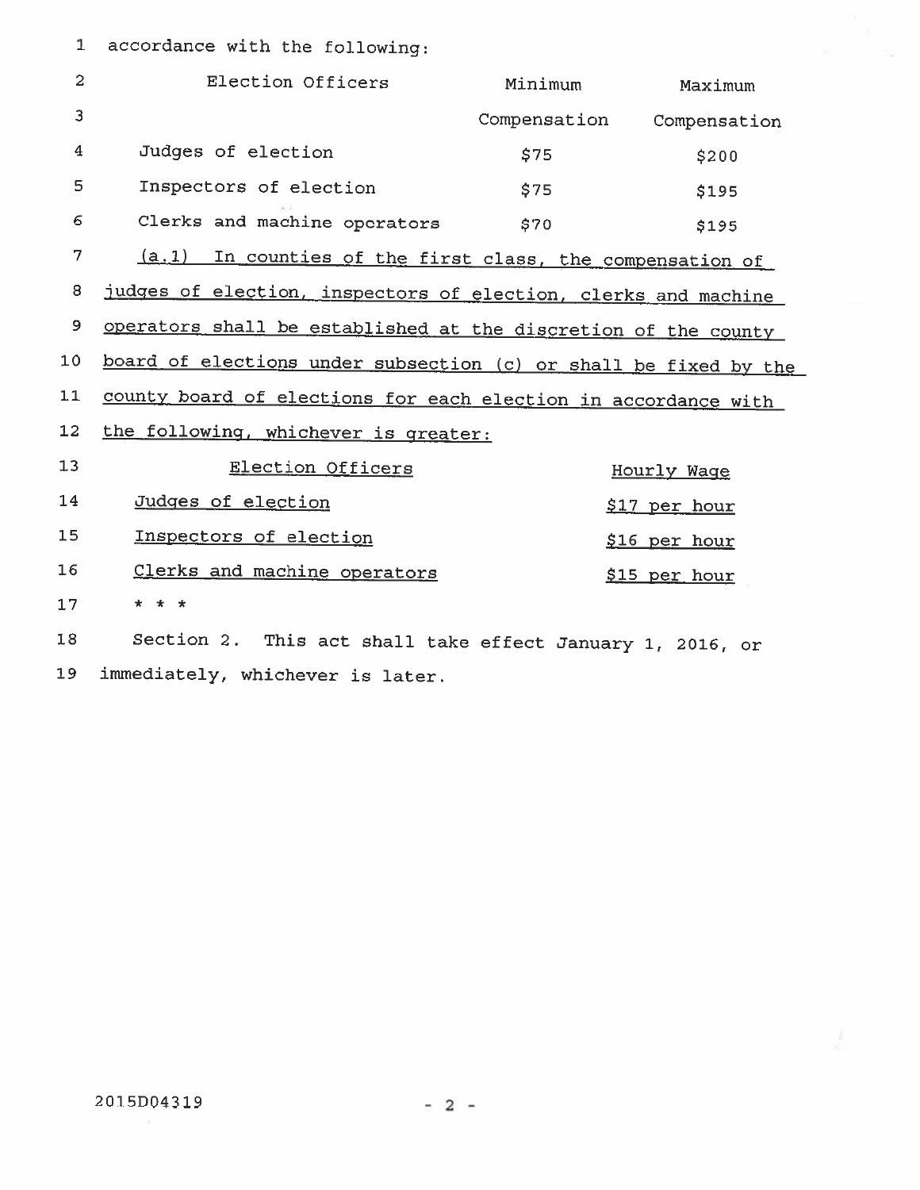accordance with the following:

| Election Officers | Minimum Compensation | Maximum Compensation |
|---|---|---|
| Judges of election | $75 | $200 |
| Inspectors of election | $75 | $195 |
| Clerks and machine operators | $70 | $195 |

(a.1) In counties of the first class, the compensation of judges of election, inspectors of election, clerks and machine operators shall be established at the discretion of the county board of elections under subsection (c) or shall be fixed by the county board of elections for each election in accordance with the following, whichever is greater:

| Election Officers | Hourly Wage |
|---|---|
| Judges of election | $17 per hour |
| Inspectors of election | $16 per hour |
| Clerks and machine operators | $15 per hour |

* * *

Section 2. This act shall take effect January 1, 2016, or immediately, whichever is later.

2015D04319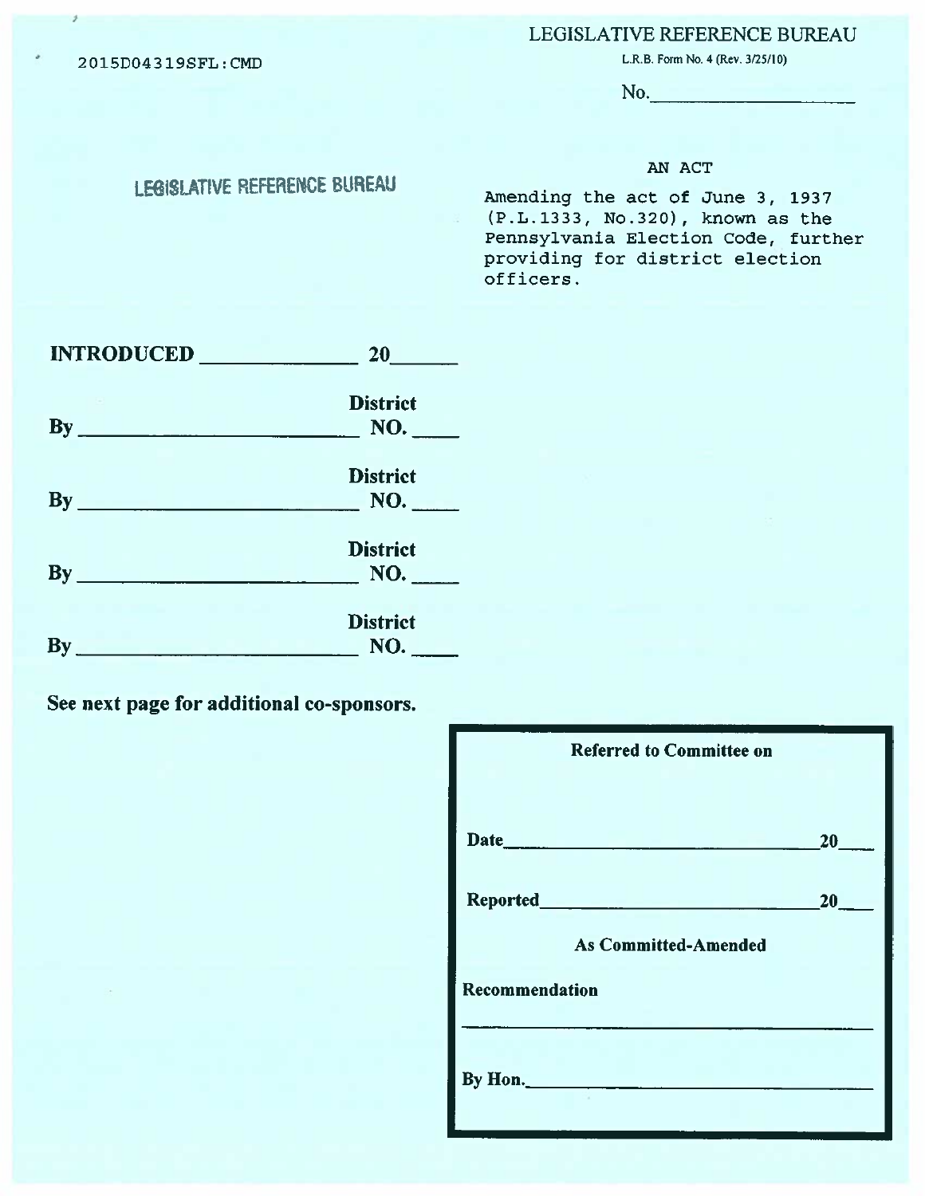2015D04319SFL:CMD

LEGISLATIVE REFERENCE BUREAU

L.R.B. Form No. 4 (Rev. 3/25/10)

No.\_\_\_\_\_\_\_\_\_\_\_\_\_\_\_\_\_\_\_\_

LEGISLATIVE REFERENCE BUREAU

AN ACT

Amending the act of June 3, 1937 (P.L.1333, No.320), known as the Pennsylvania Election Code, further providing for district election officers.

**INTRODUCED \_\_\_\_\_\_\_\_\_\_\_\_\_\_ 20\_\_\_\_\_\_**

**By \_\_\_\_\_\_\_\_\_\_\_\_\_\_\_\_\_\_\_\_\_\_\_\_\_\_ District NO. \_\_\_\_**

**By \_\_\_\_\_\_\_\_\_\_\_\_\_\_\_\_\_\_\_\_\_\_\_\_\_\_ District NO. \_\_\_\_**

**By \_\_\_\_\_\_\_\_\_\_\_\_\_\_\_\_\_\_\_\_\_\_\_\_\_\_ District NO. \_\_\_\_**

**By \_\_\_\_\_\_\_\_\_\_\_\_\_\_\_\_\_\_\_\_\_\_\_\_\_\_ District NO. \_\_\_\_**

**See next page for additional co-sponsors.**

**Referred to Committee on**

**Date\_\_\_\_\_\_\_\_\_\_\_\_\_\_\_\_\_\_\_\_\_\_\_\_\_\_\_\_\_\_\_\_\_\_20\_\_\_\_**

**Reported\_\_\_\_\_\_\_\_\_\_\_\_\_\_\_\_\_\_\_\_\_\_\_\_\_\_\_\_\_\_20\_\_\_\_**

**As Committed-Amended**

**Recommendation**

\_\_\_\_\_\_\_\_\_\_\_\_\_\_\_\_\_\_\_\_\_\_\_\_\_\_\_\_\_\_\_\_\_\_\_\_\_\_\_\_\_\_

**By Hon.\_\_\_\_\_\_\_\_\_\_\_\_\_\_\_\_\_\_\_\_\_\_\_\_\_\_\_\_\_\_\_\_\_\_\_\_**